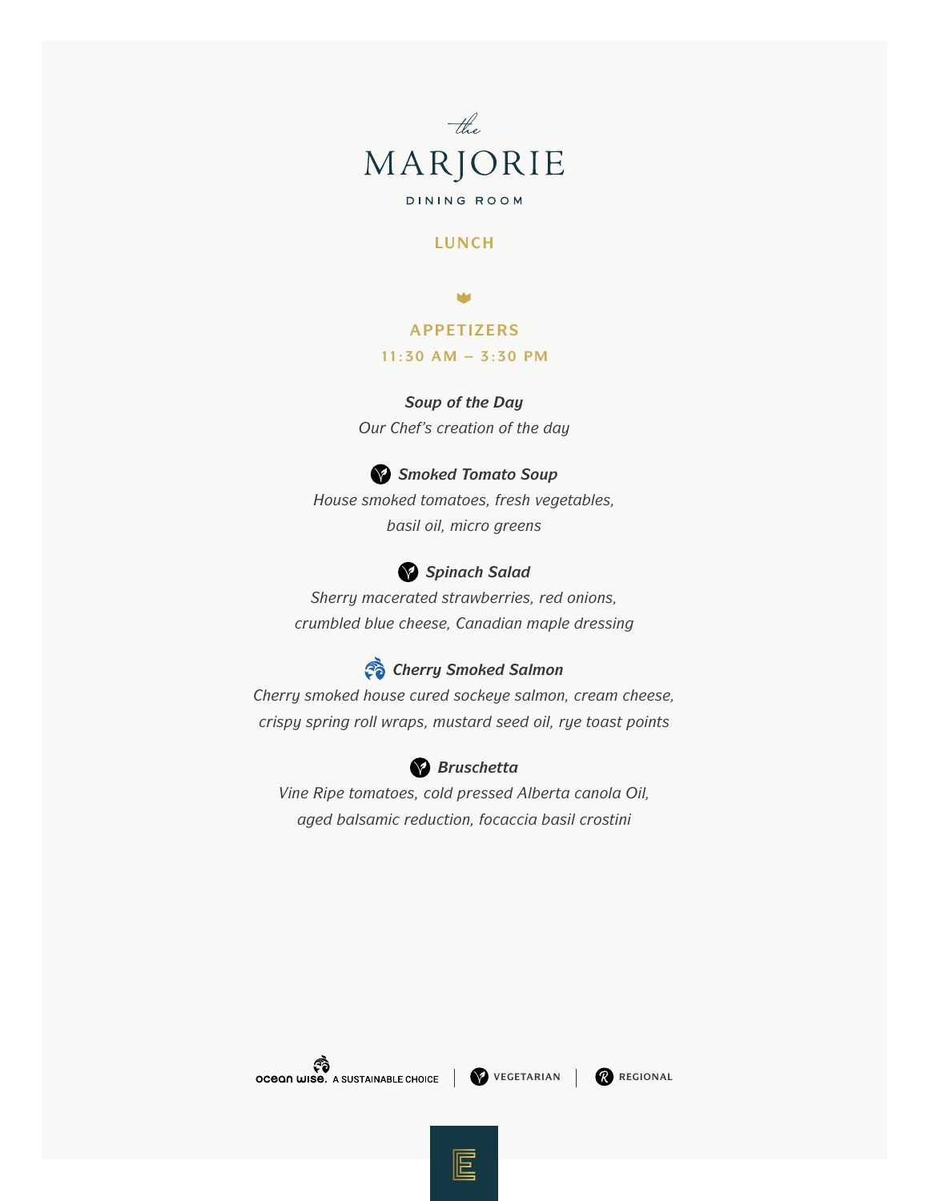*the*

# MARJORIE

DINING ROOM

## LUNCH

### APPETIZERS

**11:30 AM – 3:30 PM**

***Soup of the Day***
*Our Chef's creation of the day*

***Smoked Tomato Soup***
*House smoked tomatoes, fresh vegetables, basil oil, micro greens*

***Spinach Salad***
*Sherry macerated strawberries, red onions, crumbled blue cheese, Canadian maple dressing*

***Cherry Smoked Salmon***
*Cherry smoked house cured sockeye salmon, cream cheese, crispy spring roll wraps, mustard seed oil, rye toast points*

***Bruschetta***
*Vine Ripe tomatoes, cold pressed Alberta canola Oil, aged balsamic reduction, focaccia basil crostini*

ocean wise. A SUSTAINABLE CHOICE | VEGETARIAN | REGIONAL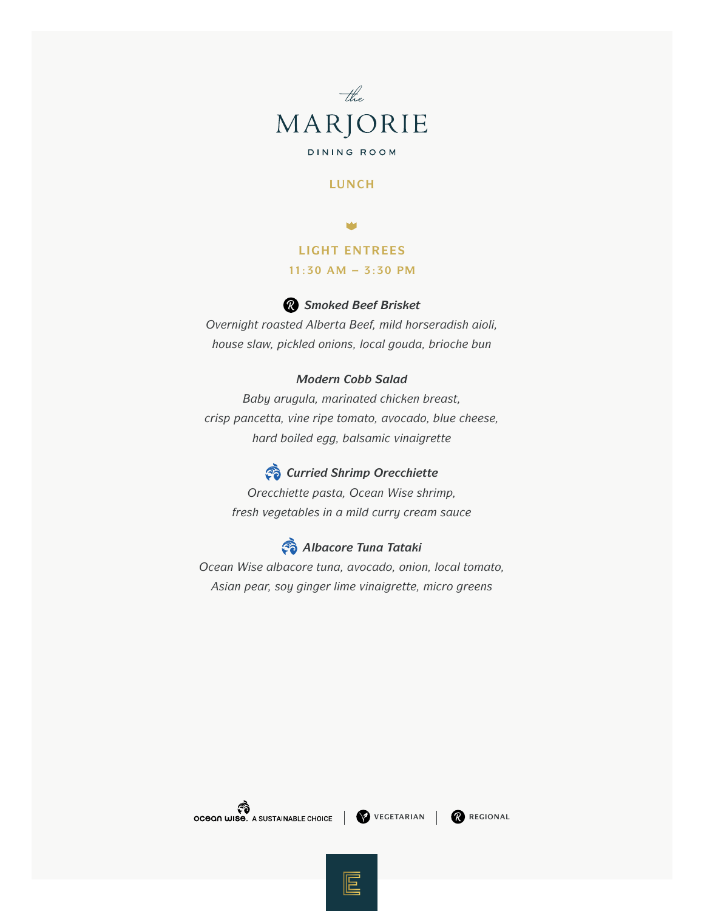*the*

# MARJORIE

DINING ROOM

## LUNCH

## LIGHT ENTREES

11:30 AM – 3:30 PM

***Smoked Beef Brisket*** (Regional)

*Overnight roasted Alberta Beef, mild horseradish aioli, house slaw, pickled onions, local gouda, brioche bun*

***Modern Cobb Salad***

*Baby arugula, marinated chicken breast, crisp pancetta, vine ripe tomato, avocado, blue cheese, hard boiled egg, balsamic vinaigrette*

***Curried Shrimp Orecchiette*** (Ocean Wise)

*Orecchiette pasta, Ocean Wise shrimp, fresh vegetables in a mild curry cream sauce*

***Albacore Tuna Tataki*** (Ocean Wise)

*Ocean Wise albacore tuna, avocado, onion, local tomato, Asian pear, soy ginger lime vinaigrette, micro greens*

ocean wise. A SUSTAINABLE CHOICE | VEGETARIAN | REGIONAL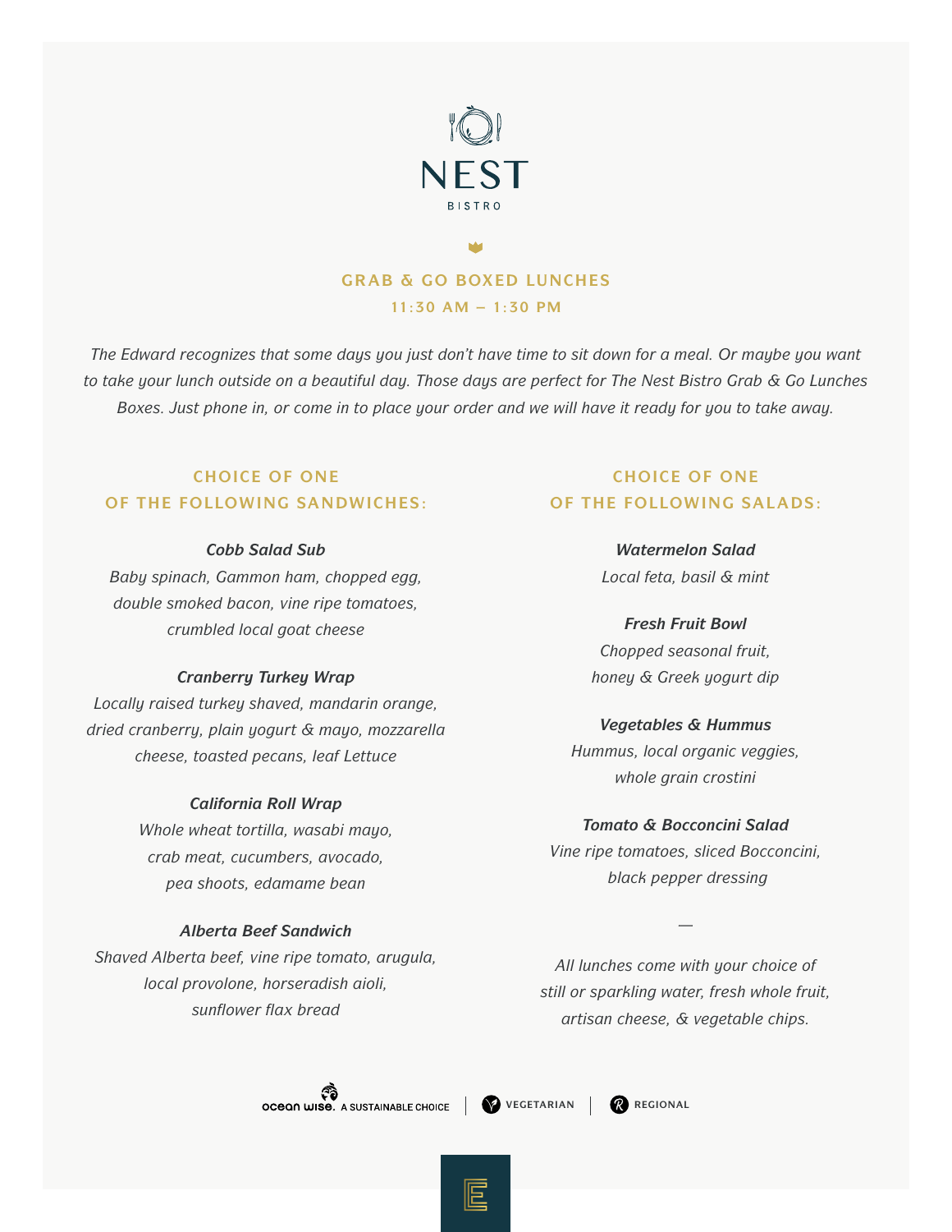# NEST

BISTRO

## GRAB & GO BOXED LUNCHES

**11:30 AM – 1:30 PM**

*The Edward recognizes that some days you just don't have time to sit down for a meal. Or maybe you want to take your lunch outside on a beautiful day. Those days are perfect for The Nest Bistro Grab & Go Lunches Boxes. Just phone in, or come in to place your order and we will have it ready for you to take away.*

### CHOICE OF ONE OF THE FOLLOWING SANDWICHES:

***Cobb Salad Sub***
*Baby spinach, Gammon ham, chopped egg, double smoked bacon, vine ripe tomatoes, crumbled local goat cheese*

***Cranberry Turkey Wrap***
*Locally raised turkey shaved, mandarin orange, dried cranberry, plain yogurt & mayo, mozzarella cheese, toasted pecans, leaf Lettuce*

***California Roll Wrap***
*Whole wheat tortilla, wasabi mayo, crab meat, cucumbers, avocado, pea shoots, edamame bean*

***Alberta Beef Sandwich***
*Shaved Alberta beef, vine ripe tomato, arugula, local provolone, horseradish aioli, sunflower flax bread*

### CHOICE OF ONE OF THE FOLLOWING SALADS:

***Watermelon Salad***
*Local feta, basil & mint*

***Fresh Fruit Bowl***
*Chopped seasonal fruit, honey & Greek yogurt dip*

***Vegetables & Hummus***
*Hummus, local organic veggies, whole grain crostini*

***Tomato & Bocconcini Salad***
*Vine ripe tomatoes, sliced Bocconcini, black pepper dressing*

—

*All lunches come with your choice of still or sparkling water, fresh whole fruit, artisan cheese, & vegetable chips.*

ocean wise. A SUSTAINABLE CHOICE | VEGETARIAN | REGIONAL